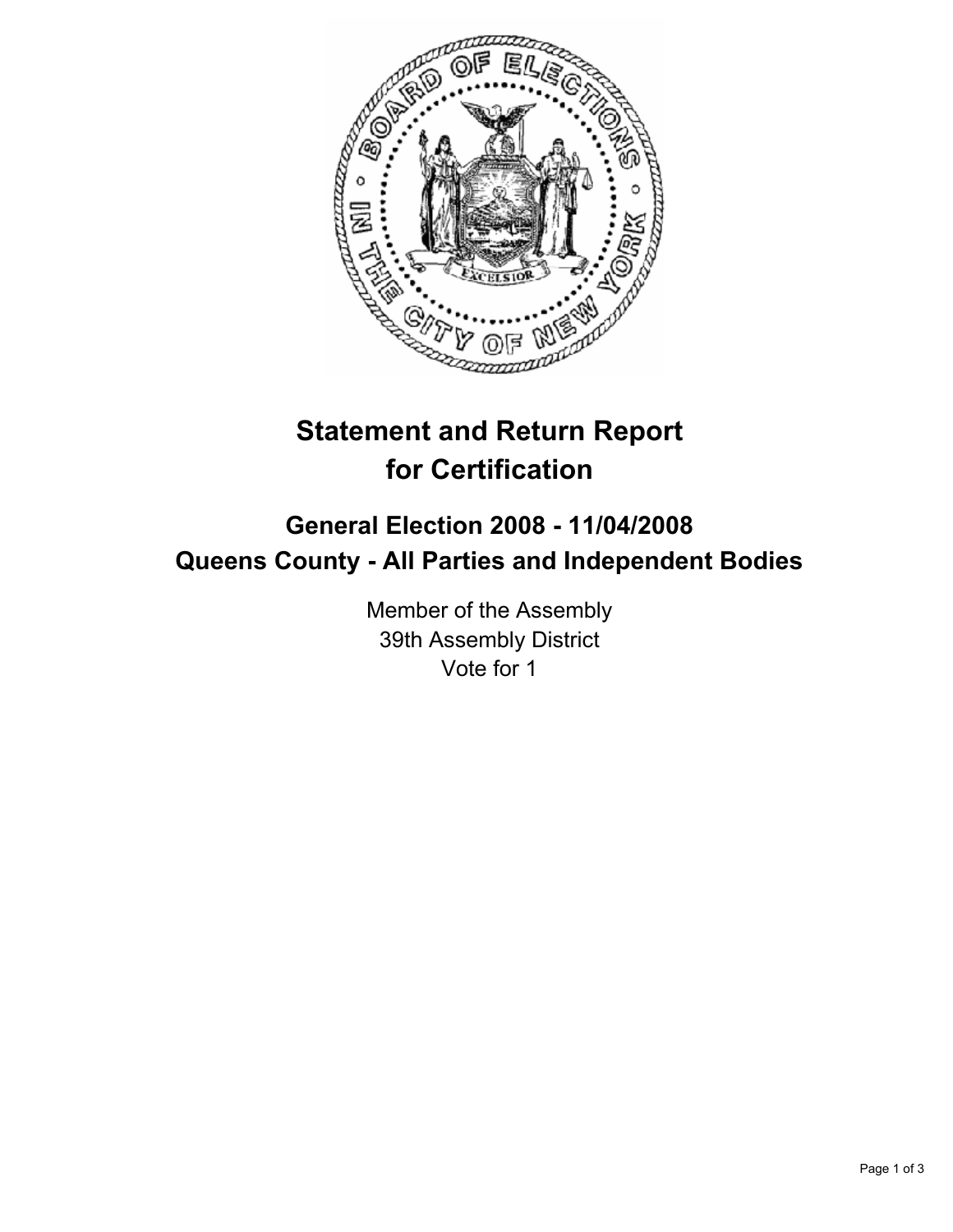# Statement and Return Report for Certification

## General Election 2008 - 11/04/2008
## Queens County - All Parties and Independent Bodies

Member of the Assembly
39th Assembly District
Vote for 1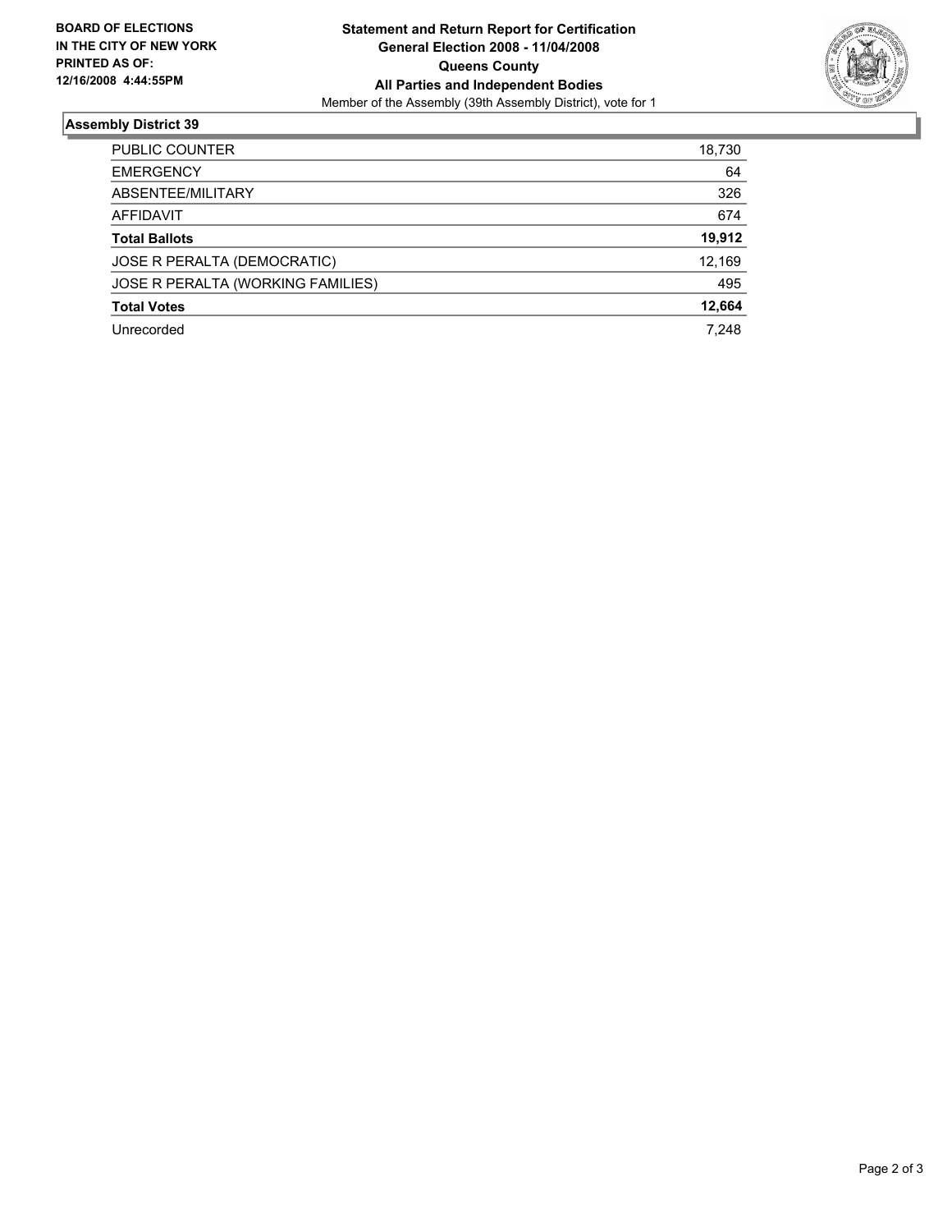**BOARD OF ELECTIONS IN THE CITY OF NEW YORK PRINTED AS OF: 12/16/2008 4:44:55PM**

**Statement and Return Report for Certification**
**General Election 2008 - 11/04/2008**
**Queens County**
**All Parties and Independent Bodies**
Member of the Assembly (39th Assembly District), vote for 1

## Assembly District 39

| | |
|---|---|
| PUBLIC COUNTER | 18,730 |
| EMERGENCY | 64 |
| ABSENTEE/MILITARY | 326 |
| AFFIDAVIT | 674 |
| **Total Ballots** | **19,912** |
| JOSE R PERALTA (DEMOCRATIC) | 12,169 |
| JOSE R PERALTA (WORKING FAMILIES) | 495 |
| **Total Votes** | **12,664** |
| Unrecorded | 7,248 |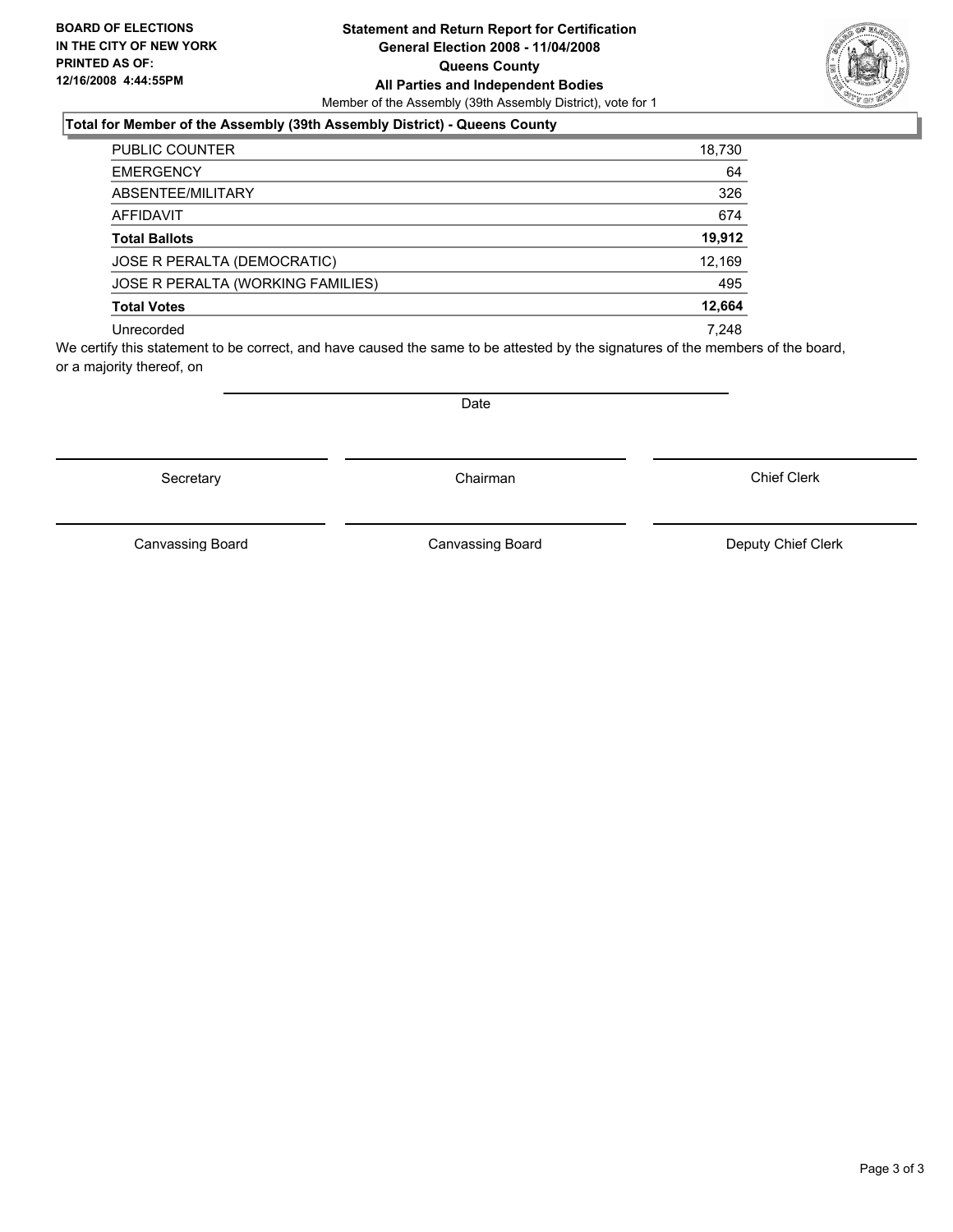**BOARD OF ELECTIONS IN THE CITY OF NEW YORK PRINTED AS OF: 12/16/2008 4:44:55PM**

**Statement and Return Report for Certification**
**General Election 2008 - 11/04/2008**
**Queens County**
**All Parties and Independent Bodies**
Member of the Assembly (39th Assembly District), vote for 1

**Total for Member of the Assembly (39th Assembly District) - Queens County**

| | |
|---|---|
| PUBLIC COUNTER | 18,730 |
| EMERGENCY | 64 |
| ABSENTEE/MILITARY | 326 |
| AFFIDAVIT | 674 |
| **Total Ballots** | **19,912** |
| JOSE R PERALTA (DEMOCRATIC) | 12,169 |
| JOSE R PERALTA (WORKING FAMILIES) | 495 |
| **Total Votes** | **12,664** |
| Unrecorded | 7,248 |

We certify this statement to be correct, and have caused the same to be attested by the signatures of the members of the board, or a majority thereof, on

Date

Secretary | Chairman | Chief Clerk

Canvassing Board | Canvassing Board | Deputy Chief Clerk